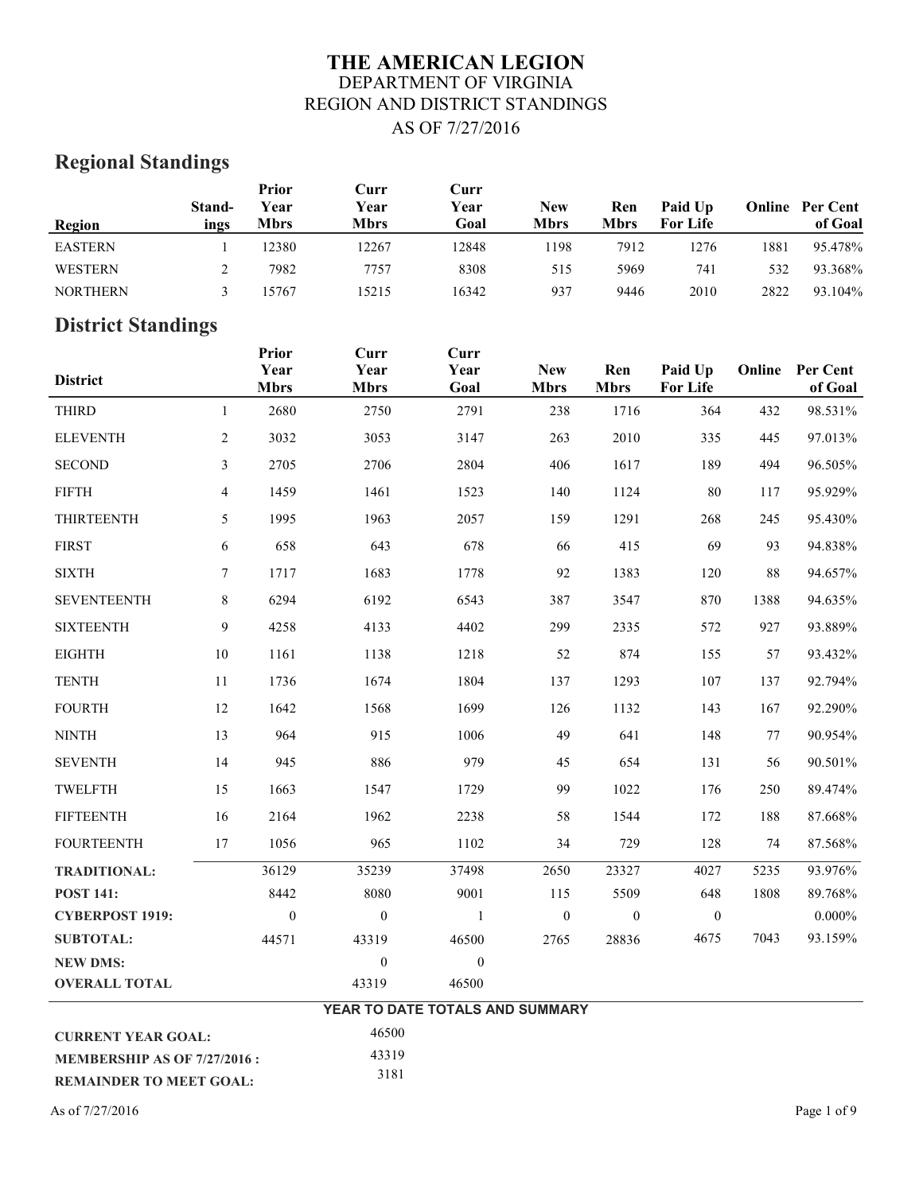# THE AMERICAN LEGION

DEPARTMENT OF VIRGINIA

REGION AND DISTRICT STANDINGS

AS OF 7/27/2016

## Regional Standings

| Region | Standings | Prior Year Mbrs | Curr Year Mbrs | Curr Year Goal | New Mbrs | Ren Mbrs | Paid Up For Life | Online | Per Cent of Goal |
|---|---|---|---|---|---|---|---|---|---|
| EASTERN | 1 | 12380 | 12267 | 12848 | 1198 | 7912 | 1276 | 1881 | 95.478% |
| WESTERN | 2 | 7982 | 7757 | 8308 | 515 | 5969 | 741 | 532 | 93.368% |
| NORTHERN | 3 | 15767 | 15215 | 16342 | 937 | 9446 | 2010 | 2822 | 93.104% |

## District Standings

| District | | Prior Year Mbrs | Curr Year Mbrs | Curr Year Goal | New Mbrs | Ren Mbrs | Paid Up For Life | Online | Per Cent of Goal |
|---|---|---|---|---|---|---|---|---|---|
| THIRD | 1 | 2680 | 2750 | 2791 | 238 | 1716 | 364 | 432 | 98.531% |
| ELEVENTH | 2 | 3032 | 3053 | 3147 | 263 | 2010 | 335 | 445 | 97.013% |
| SECOND | 3 | 2705 | 2706 | 2804 | 406 | 1617 | 189 | 494 | 96.505% |
| FIFTH | 4 | 1459 | 1461 | 1523 | 140 | 1124 | 80 | 117 | 95.929% |
| THIRTEENTH | 5 | 1995 | 1963 | 2057 | 159 | 1291 | 268 | 245 | 95.430% |
| FIRST | 6 | 658 | 643 | 678 | 66 | 415 | 69 | 93 | 94.838% |
| SIXTH | 7 | 1717 | 1683 | 1778 | 92 | 1383 | 120 | 88 | 94.657% |
| SEVENTEENTH | 8 | 6294 | 6192 | 6543 | 387 | 3547 | 870 | 1388 | 94.635% |
| SIXTEENTH | 9 | 4258 | 4133 | 4402 | 299 | 2335 | 572 | 927 | 93.889% |
| EIGHTH | 10 | 1161 | 1138 | 1218 | 52 | 874 | 155 | 57 | 93.432% |
| TENTH | 11 | 1736 | 1674 | 1804 | 137 | 1293 | 107 | 137 | 92.794% |
| FOURTH | 12 | 1642 | 1568 | 1699 | 126 | 1132 | 143 | 167 | 92.290% |
| NINTH | 13 | 964 | 915 | 1006 | 49 | 641 | 148 | 77 | 90.954% |
| SEVENTH | 14 | 945 | 886 | 979 | 45 | 654 | 131 | 56 | 90.501% |
| TWELFTH | 15 | 1663 | 1547 | 1729 | 99 | 1022 | 176 | 250 | 89.474% |
| FIFTEENTH | 16 | 2164 | 1962 | 2238 | 58 | 1544 | 172 | 188 | 87.668% |
| FOURTEENTH | 17 | 1056 | 965 | 1102 | 34 | 729 | 128 | 74 | 87.568% |
| **TRADITIONAL:** | | 36129 | 35239 | 37498 | 2650 | 23327 | 4027 | 5235 | 93.976% |
| **POST 141:** | | 8442 | 8080 | 9001 | 115 | 5509 | 648 | 1808 | 89.768% |
| **CYBERPOST 1919:** | | 0 | 0 | 1 | 0 | 0 | 0 | | 0.000% |
| **SUBTOTAL:** | | 44571 | 43319 | 46500 | 2765 | 28836 | 4675 | 7043 | 93.159% |
| **NEW DMS:** | | | 0 | 0 | | | | | |
| **OVERALL TOTAL** | | | 43319 | 46500 | | | | | |

**YEAR TO DATE TOTALS AND SUMMARY**

| | |
|---|---|
| **CURRENT YEAR GOAL:** | 46500 |
| **MEMBERSHIP AS OF 7/27/2016 :** | 43319 |
| **REMAINDER TO MEET GOAL:** | 3181 |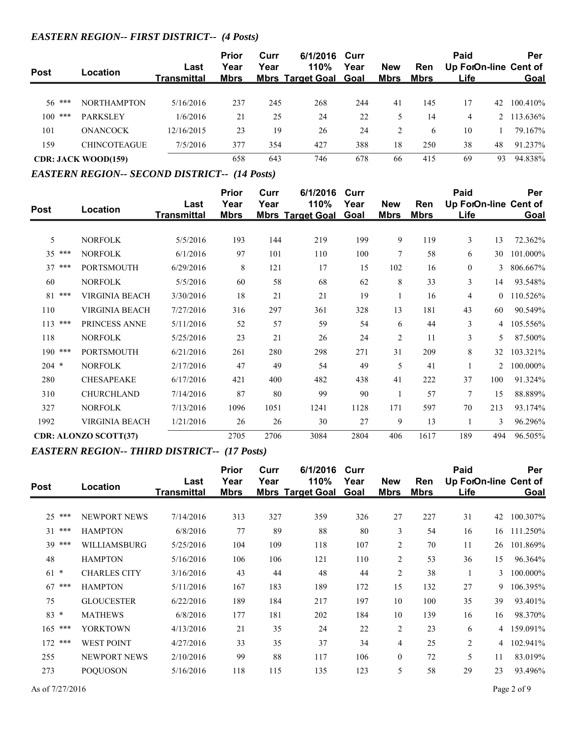### *EASTERN REGION-- FIRST DISTRICT-- (4 Posts)*

| Post | Location | Last Transmittal | Prior Year Mbrs | Curr Year Mbrs | 6/1/2016 110% Target Goal | Curr Year Goal | New Mbrs | Ren Mbrs | Paid Up For Life | On-line | Per Cent of Goal |
|---|---|---|---|---|---|---|---|---|---|---|---|
| 56 *** | NORTHAMPTON | 5/16/2016 | 237 | 245 | 268 | 244 | 41 | 145 | 17 | 42 | 100.410% |
| 100 *** | PARKSLEY | 1/6/2016 | 21 | 25 | 24 | 22 | 5 | 14 | 4 | 2 | 113.636% |
| 101 | ONANCOCK | 12/16/2015 | 23 | 19 | 26 | 24 | 2 | 6 | 10 | 1 | 79.167% |
| 159 | CHINCOTEAGUE | 7/5/2016 | 377 | 354 | 427 | 388 | 18 | 250 | 38 | 48 | 91.237% |
| **CDR: JACK WOOD(159)** | | | 658 | 643 | 746 | 678 | 66 | 415 | 69 | 93 | 94.838% |

### *EASTERN REGION-- SECOND DISTRICT-- (14 Posts)*

| Post | Location | Last Transmittal | Prior Year Mbrs | Curr Year Mbrs | 6/1/2016 110% Target Goal | Curr Year Goal | New Mbrs | Ren Mbrs | Paid Up For Life | On-line | Per Cent of Goal |
|---|---|---|---|---|---|---|---|---|---|---|---|
| 5 | NORFOLK | 5/5/2016 | 193 | 144 | 219 | 199 | 9 | 119 | 3 | 13 | 72.362% |
| 35 *** | NORFOLK | 6/1/2016 | 97 | 101 | 110 | 100 | 7 | 58 | 6 | 30 | 101.000% |
| 37 *** | PORTSMOUTH | 6/29/2016 | 8 | 121 | 17 | 15 | 102 | 16 | 0 | 3 | 806.667% |
| 60 | NORFOLK | 5/5/2016 | 60 | 58 | 68 | 62 | 8 | 33 | 3 | 14 | 93.548% |
| 81 *** | VIRGINIA BEACH | 3/30/2016 | 18 | 21 | 21 | 19 | 1 | 16 | 4 | 0 | 110.526% |
| 110 | VIRGINIA BEACH | 7/27/2016 | 316 | 297 | 361 | 328 | 13 | 181 | 43 | 60 | 90.549% |
| 113 *** | PRINCESS ANNE | 5/11/2016 | 52 | 57 | 59 | 54 | 6 | 44 | 3 | 4 | 105.556% |
| 118 | NORFOLK | 5/25/2016 | 23 | 21 | 26 | 24 | 2 | 11 | 3 | 5 | 87.500% |
| 190 *** | PORTSMOUTH | 6/21/2016 | 261 | 280 | 298 | 271 | 31 | 209 | 8 | 32 | 103.321% |
| 204 * | NORFOLK | 2/17/2016 | 47 | 49 | 54 | 49 | 5 | 41 | 1 | 2 | 100.000% |
| 280 | CHESAPEAKE | 6/17/2016 | 421 | 400 | 482 | 438 | 41 | 222 | 37 | 100 | 91.324% |
| 310 | CHURCHLAND | 7/14/2016 | 87 | 80 | 99 | 90 | 1 | 57 | 7 | 15 | 88.889% |
| 327 | NORFOLK | 7/13/2016 | 1096 | 1051 | 1241 | 1128 | 171 | 597 | 70 | 213 | 93.174% |
| 1992 | VIRGINIA BEACH | 1/21/2016 | 26 | 26 | 30 | 27 | 9 | 13 | 1 | 3 | 96.296% |
| **CDR: ALONZO SCOTT(37)** | | | 2705 | 2706 | 3084 | 2804 | 406 | 1617 | 189 | 494 | 96.505% |

### *EASTERN REGION-- THIRD DISTRICT-- (17 Posts)*

| Post | Location | Last Transmittal | Prior Year Mbrs | Curr Year Mbrs | 6/1/2016 110% Target Goal | Curr Year Goal | New Mbrs | Ren Mbrs | Paid Up For Life | On-line | Per Cent of Goal |
|---|---|---|---|---|---|---|---|---|---|---|---|
| 25 *** | NEWPORT NEWS | 7/14/2016 | 313 | 327 | 359 | 326 | 27 | 227 | 31 | 42 | 100.307% |
| 31 *** | HAMPTON | 6/8/2016 | 77 | 89 | 88 | 80 | 3 | 54 | 16 | 16 | 111.250% |
| 39 *** | WILLIAMSBURG | 5/25/2016 | 104 | 109 | 118 | 107 | 2 | 70 | 11 | 26 | 101.869% |
| 48 | HAMPTON | 5/16/2016 | 106 | 106 | 121 | 110 | 2 | 53 | 36 | 15 | 96.364% |
| 61 * | CHARLES CITY | 3/16/2016 | 43 | 44 | 48 | 44 | 2 | 38 | 1 | 3 | 100.000% |
| 67 *** | HAMPTON | 5/11/2016 | 167 | 183 | 189 | 172 | 15 | 132 | 27 | 9 | 106.395% |
| 75 | GLOUCESTER | 6/22/2016 | 189 | 184 | 217 | 197 | 10 | 100 | 35 | 39 | 93.401% |
| 83 * | MATHEWS | 6/8/2016 | 177 | 181 | 202 | 184 | 10 | 139 | 16 | 16 | 98.370% |
| 165 *** | YORKTOWN | 4/13/2016 | 21 | 35 | 24 | 22 | 2 | 23 | 6 | 4 | 159.091% |
| 172 *** | WEST POINT | 4/27/2016 | 33 | 35 | 37 | 34 | 4 | 25 | 2 | 4 | 102.941% |
| 255 | NEWPORT NEWS | 2/10/2016 | 99 | 88 | 117 | 106 | 0 | 72 | 5 | 11 | 83.019% |
| 273 | POQUOSON | 5/16/2016 | 118 | 115 | 135 | 123 | 5 | 58 | 29 | 23 | 93.496% |

As of 7/27/2016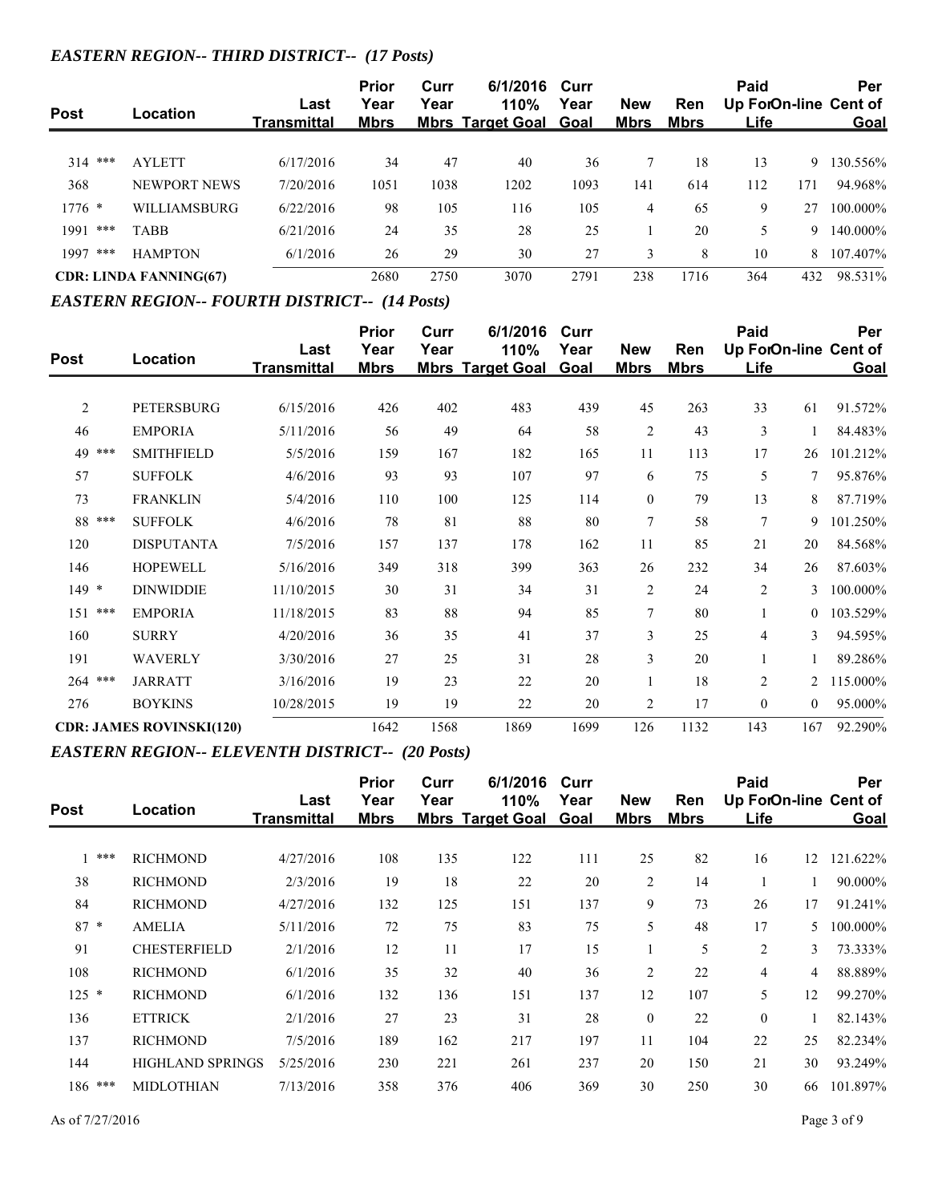### *EASTERN REGION-- THIRD DISTRICT-- (17 Posts)*

| Post | Location | Last Transmittal | Prior Year Mbrs | Curr Year Mbrs | 6/1/2016 110% Target Goal | Curr Year Goal | New Mbrs | Ren Mbrs | Paid Up For Life | On-line | Per Cent of Goal |
|---|---|---|---|---|---|---|---|---|---|---|---|
| 314 *** | AYLETT | 6/17/2016 | 34 | 47 | 40 | 36 | 7 | 18 | 13 | 9 | 130.556% |
| 368 | NEWPORT NEWS | 7/20/2016 | 1051 | 1038 | 1202 | 1093 | 141 | 614 | 112 | 171 | 94.968% |
| 1776 * | WILLIAMSBURG | 6/22/2016 | 98 | 105 | 116 | 105 | 4 | 65 | 9 | 27 | 100.000% |
| 1991 *** | TABB | 6/21/2016 | 24 | 35 | 28 | 25 | 1 | 20 | 5 | 9 | 140.000% |
| 1997 *** | HAMPTON | 6/1/2016 | 26 | 29 | 30 | 27 | 3 | 8 | 10 | 8 | 107.407% |
| **CDR: LINDA FANNING(67)** | | | 2680 | 2750 | 3070 | 2791 | 238 | 1716 | 364 | 432 | 98.531% |

### *EASTERN REGION-- FOURTH DISTRICT-- (14 Posts)*

| Post | Location | Last Transmittal | Prior Year Mbrs | Curr Year Mbrs | 6/1/2016 110% Target Goal | Curr Year Goal | New Mbrs | Ren Mbrs | Paid Up For Life | On-line | Per Cent of Goal |
|---|---|---|---|---|---|---|---|---|---|---|---|
| 2 | PETERSBURG | 6/15/2016 | 426 | 402 | 483 | 439 | 45 | 263 | 33 | 61 | 91.572% |
| 46 | EMPORIA | 5/11/2016 | 56 | 49 | 64 | 58 | 2 | 43 | 3 | 1 | 84.483% |
| 49 *** | SMITHFIELD | 5/5/2016 | 159 | 167 | 182 | 165 | 11 | 113 | 17 | 26 | 101.212% |
| 57 | SUFFOLK | 4/6/2016 | 93 | 93 | 107 | 97 | 6 | 75 | 5 | 7 | 95.876% |
| 73 | FRANKLIN | 5/4/2016 | 110 | 100 | 125 | 114 | 0 | 79 | 13 | 8 | 87.719% |
| 88 *** | SUFFOLK | 4/6/2016 | 78 | 81 | 88 | 80 | 7 | 58 | 7 | 9 | 101.250% |
| 120 | DISPUTANTA | 7/5/2016 | 157 | 137 | 178 | 162 | 11 | 85 | 21 | 20 | 84.568% |
| 146 | HOPEWELL | 5/16/2016 | 349 | 318 | 399 | 363 | 26 | 232 | 34 | 26 | 87.603% |
| 149 * | DINWIDDIE | 11/10/2015 | 30 | 31 | 34 | 31 | 2 | 24 | 2 | 3 | 100.000% |
| 151 *** | EMPORIA | 11/18/2015 | 83 | 88 | 94 | 85 | 7 | 80 | 1 | 0 | 103.529% |
| 160 | SURRY | 4/20/2016 | 36 | 35 | 41 | 37 | 3 | 25 | 4 | 3 | 94.595% |
| 191 | WAVERLY | 3/30/2016 | 27 | 25 | 31 | 28 | 3 | 20 | 1 | 1 | 89.286% |
| 264 *** | JARRATT | 3/16/2016 | 19 | 23 | 22 | 20 | 1 | 18 | 2 | 2 | 115.000% |
| 276 | BOYKINS | 10/28/2015 | 19 | 19 | 22 | 20 | 2 | 17 | 0 | 0 | 95.000% |
| **CDR: JAMES ROVINSKI(120)** | | | 1642 | 1568 | 1869 | 1699 | 126 | 1132 | 143 | 167 | 92.290% |

### *EASTERN REGION-- ELEVENTH DISTRICT-- (20 Posts)*

| Post | Location | Last Transmittal | Prior Year Mbrs | Curr Year Mbrs | 6/1/2016 110% Target Goal | Curr Year Goal | New Mbrs | Ren Mbrs | Paid Up For Life | On-line | Per Cent of Goal |
|---|---|---|---|---|---|---|---|---|---|---|---|
| 1 *** | RICHMOND | 4/27/2016 | 108 | 135 | 122 | 111 | 25 | 82 | 16 | 12 | 121.622% |
| 38 | RICHMOND | 2/3/2016 | 19 | 18 | 22 | 20 | 2 | 14 | 1 | 1 | 90.000% |
| 84 | RICHMOND | 4/27/2016 | 132 | 125 | 151 | 137 | 9 | 73 | 26 | 17 | 91.241% |
| 87 * | AMELIA | 5/11/2016 | 72 | 75 | 83 | 75 | 5 | 48 | 17 | 5 | 100.000% |
| 91 | CHESTERFIELD | 2/1/2016 | 12 | 11 | 17 | 15 | 1 | 5 | 2 | 3 | 73.333% |
| 108 | RICHMOND | 6/1/2016 | 35 | 32 | 40 | 36 | 2 | 22 | 4 | 4 | 88.889% |
| 125 * | RICHMOND | 6/1/2016 | 132 | 136 | 151 | 137 | 12 | 107 | 5 | 12 | 99.270% |
| 136 | ETTRICK | 2/1/2016 | 27 | 23 | 31 | 28 | 0 | 22 | 0 | 1 | 82.143% |
| 137 | RICHMOND | 7/5/2016 | 189 | 162 | 217 | 197 | 11 | 104 | 22 | 25 | 82.234% |
| 144 | HIGHLAND SPRINGS | 5/25/2016 | 230 | 221 | 261 | 237 | 20 | 150 | 21 | 30 | 93.249% |
| 186 *** | MIDLOTHIAN | 7/13/2016 | 358 | 376 | 406 | 369 | 30 | 250 | 30 | 66 | 101.897% |

As of 7/27/2016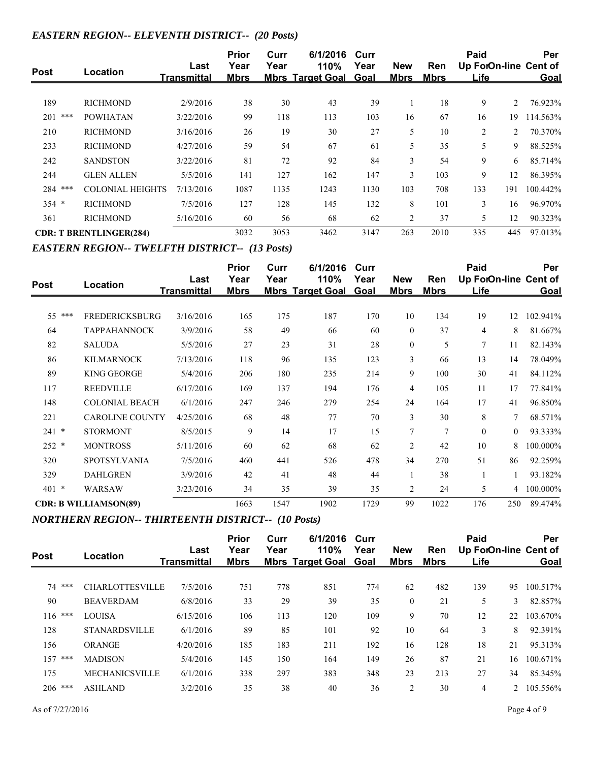### *EASTERN REGION-- ELEVENTH DISTRICT-- (20 Posts)*

| Post | Location | Last Transmittal | Prior Year Mbrs | Curr Year Mbrs | 6/1/2016 110% Target Goal | Curr Year Goal | New Mbrs | Ren Mbrs | Paid Up For Life | On-line | Per Cent of Goal |
|---|---|---|---|---|---|---|---|---|---|---|---|
| 189 | RICHMOND | 2/9/2016 | 38 | 30 | 43 | 39 | 1 | 18 | 9 | 2 | 76.923% |
| 201 *** | POWHATAN | 3/22/2016 | 99 | 118 | 113 | 103 | 16 | 67 | 16 | 19 | 114.563% |
| 210 | RICHMOND | 3/16/2016 | 26 | 19 | 30 | 27 | 5 | 10 | 2 | 2 | 70.370% |
| 233 | RICHMOND | 4/27/2016 | 59 | 54 | 67 | 61 | 5 | 35 | 5 | 9 | 88.525% |
| 242 | SANDSTON | 3/22/2016 | 81 | 72 | 92 | 84 | 3 | 54 | 9 | 6 | 85.714% |
| 244 | GLEN ALLEN | 5/5/2016 | 141 | 127 | 162 | 147 | 3 | 103 | 9 | 12 | 86.395% |
| 284 *** | COLONIAL HEIGHTS | 7/13/2016 | 1087 | 1135 | 1243 | 1130 | 103 | 708 | 133 | 191 | 100.442% |
| 354 * | RICHMOND | 7/5/2016 | 127 | 128 | 145 | 132 | 8 | 101 | 3 | 16 | 96.970% |
| 361 | RICHMOND | 5/16/2016 | 60 | 56 | 68 | 62 | 2 | 37 | 5 | 12 | 90.323% |
| **CDR: T BRENTLINGER(284)** | | | 3032 | 3053 | 3462 | 3147 | 263 | 2010 | 335 | 445 | 97.013% |

### *EASTERN REGION-- TWELFTH DISTRICT-- (13 Posts)*

| Post | Location | Last Transmittal | Prior Year Mbrs | Curr Year Mbrs | 6/1/2016 110% Target Goal | Curr Year Goal | New Mbrs | Ren Mbrs | Paid Up For Life | On-line | Per Cent of Goal |
|---|---|---|---|---|---|---|---|---|---|---|---|
| 55 *** | FREDERICKSBURG | 3/16/2016 | 165 | 175 | 187 | 170 | 10 | 134 | 19 | 12 | 102.941% |
| 64 | TAPPAHANNOCK | 3/9/2016 | 58 | 49 | 66 | 60 | 0 | 37 | 4 | 8 | 81.667% |
| 82 | SALUDA | 5/5/2016 | 27 | 23 | 31 | 28 | 0 | 5 | 7 | 11 | 82.143% |
| 86 | KILMARNOCK | 7/13/2016 | 118 | 96 | 135 | 123 | 3 | 66 | 13 | 14 | 78.049% |
| 89 | KING GEORGE | 5/4/2016 | 206 | 180 | 235 | 214 | 9 | 100 | 30 | 41 | 84.112% |
| 117 | REEDVILLE | 6/17/2016 | 169 | 137 | 194 | 176 | 4 | 105 | 11 | 17 | 77.841% |
| 148 | COLONIAL BEACH | 6/1/2016 | 247 | 246 | 279 | 254 | 24 | 164 | 17 | 41 | 96.850% |
| 221 | CAROLINE COUNTY | 4/25/2016 | 68 | 48 | 77 | 70 | 3 | 30 | 8 | 7 | 68.571% |
| 241 * | STORMONT | 8/5/2015 | 9 | 14 | 17 | 15 | 7 | 7 | 0 | 0 | 93.333% |
| 252 * | MONTROSS | 5/11/2016 | 60 | 62 | 68 | 62 | 2 | 42 | 10 | 8 | 100.000% |
| 320 | SPOTSYLVANIA | 7/5/2016 | 460 | 441 | 526 | 478 | 34 | 270 | 51 | 86 | 92.259% |
| 329 | DAHLGREN | 3/9/2016 | 42 | 41 | 48 | 44 | 1 | 38 | 1 | 1 | 93.182% |
| 401 * | WARSAW | 3/23/2016 | 34 | 35 | 39 | 35 | 2 | 24 | 5 | 4 | 100.000% |
| **CDR: B WILLIAMSON(89)** | | | 1663 | 1547 | 1902 | 1729 | 99 | 1022 | 176 | 250 | 89.474% |

### *NORTHERN REGION-- THIRTEENTH DISTRICT-- (10 Posts)*

| Post | Location | Last Transmittal | Prior Year Mbrs | Curr Year Mbrs | 6/1/2016 110% Target Goal | Curr Year Goal | New Mbrs | Ren Mbrs | Paid Up For Life | On-line | Per Cent of Goal |
|---|---|---|---|---|---|---|---|---|---|---|---|
| 74 *** | CHARLOTTESVILLE | 7/5/2016 | 751 | 778 | 851 | 774 | 62 | 482 | 139 | 95 | 100.517% |
| 90 | BEAVERDAM | 6/8/2016 | 33 | 29 | 39 | 35 | 0 | 21 | 5 | 3 | 82.857% |
| 116 *** | LOUISA | 6/15/2016 | 106 | 113 | 120 | 109 | 9 | 70 | 12 | 22 | 103.670% |
| 128 | STANARDSVILLE | 6/1/2016 | 89 | 85 | 101 | 92 | 10 | 64 | 3 | 8 | 92.391% |
| 156 | ORANGE | 4/20/2016 | 185 | 183 | 211 | 192 | 16 | 128 | 18 | 21 | 95.313% |
| 157 *** | MADISON | 5/4/2016 | 145 | 150 | 164 | 149 | 26 | 87 | 21 | 16 | 100.671% |
| 175 | MECHANICSVILLE | 6/1/2016 | 338 | 297 | 383 | 348 | 23 | 213 | 27 | 34 | 85.345% |
| 206 *** | ASHLAND | 3/2/2016 | 35 | 38 | 40 | 36 | 2 | 30 | 4 | 2 | 105.556% |

As of 7/27/2016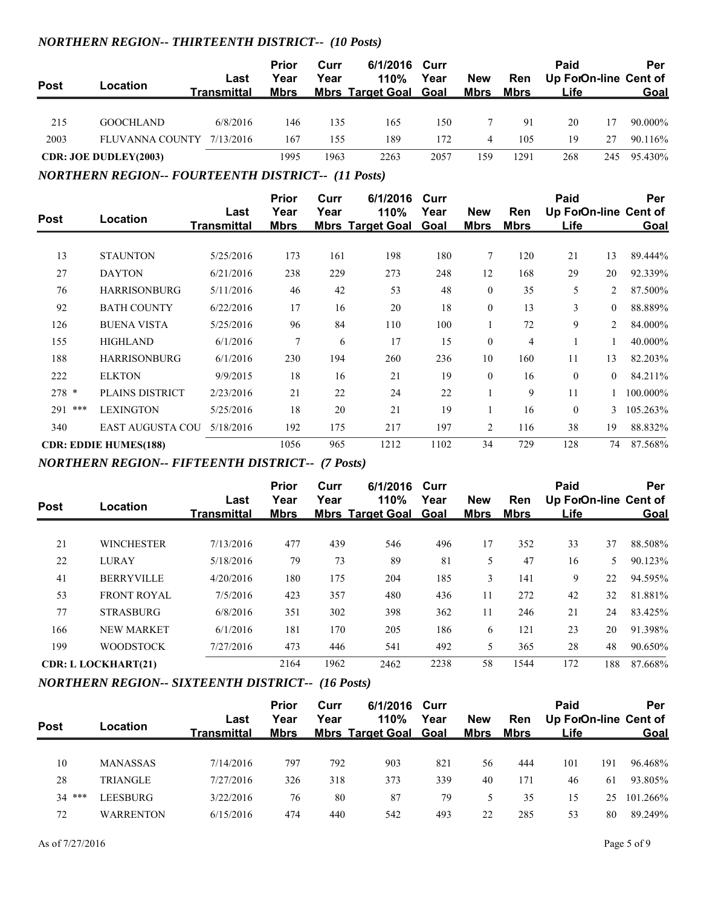### *NORTHERN REGION-- THIRTEENTH DISTRICT-- (10 Posts)*

| Post | Location | Last Transmittal | Prior Year Mbrs | Curr Year Mbrs | 6/1/2016 110% Target Goal | Curr Year Goal | New Mbrs | Ren Mbrs | Paid Up For Life | On-line | Per Cent of Goal |
|---|---|---|---|---|---|---|---|---|---|---|---|
| 215 | GOOCHLAND | 6/8/2016 | 146 | 135 | 165 | 150 | 7 | 91 | 20 | 17 | 90.000% |
| 2003 | FLUVANNA COUNTY | 7/13/2016 | 167 | 155 | 189 | 172 | 4 | 105 | 19 | 27 | 90.116% |
| **CDR: JOE DUDLEY(2003)** | | | 1995 | 1963 | 2263 | 2057 | 159 | 1291 | 268 | 245 | 95.430% |

### *NORTHERN REGION-- FOURTEENTH DISTRICT-- (11 Posts)*

| Post | Location | Last Transmittal | Prior Year Mbrs | Curr Year Mbrs | 6/1/2016 110% Target Goal | Curr Year Goal | New Mbrs | Ren Mbrs | Paid Up For Life | On-line | Per Cent of Goal |
|---|---|---|---|---|---|---|---|---|---|---|---|
| 13 | STAUNTON | 5/25/2016 | 173 | 161 | 198 | 180 | 7 | 120 | 21 | 13 | 89.444% |
| 27 | DAYTON | 6/21/2016 | 238 | 229 | 273 | 248 | 12 | 168 | 29 | 20 | 92.339% |
| 76 | HARRISONBURG | 5/11/2016 | 46 | 42 | 53 | 48 | 0 | 35 | 5 | 2 | 87.500% |
| 92 | BATH COUNTY | 6/22/2016 | 17 | 16 | 20 | 18 | 0 | 13 | 3 | 0 | 88.889% |
| 126 | BUENA VISTA | 5/25/2016 | 96 | 84 | 110 | 100 | 1 | 72 | 9 | 2 | 84.000% |
| 155 | HIGHLAND | 6/1/2016 | 7 | 6 | 17 | 15 | 0 | 4 | 1 | 1 | 40.000% |
| 188 | HARRISONBURG | 6/1/2016 | 230 | 194 | 260 | 236 | 10 | 160 | 11 | 13 | 82.203% |
| 222 | ELKTON | 9/9/2015 | 18 | 16 | 21 | 19 | 0 | 16 | 0 | 0 | 84.211% |
| 278 * | PLAINS DISTRICT | 2/23/2016 | 21 | 22 | 24 | 22 | 1 | 9 | 11 | 1 | 100.000% |
| 291 *** | LEXINGTON | 5/25/2016 | 18 | 20 | 21 | 19 | 1 | 16 | 0 | 3 | 105.263% |
| 340 | EAST AUGUSTA COU | 5/18/2016 | 192 | 175 | 217 | 197 | 2 | 116 | 38 | 19 | 88.832% |
| **CDR: EDDIE HUMES(188)** | | | 1056 | 965 | 1212 | 1102 | 34 | 729 | 128 | 74 | 87.568% |

### *NORTHERN REGION-- FIFTEENTH DISTRICT-- (7 Posts)*

| Post | Location | Last Transmittal | Prior Year Mbrs | Curr Year Mbrs | 6/1/2016 110% Target Goal | Curr Year Goal | New Mbrs | Ren Mbrs | Paid Up For Life | On-line | Per Cent of Goal |
|---|---|---|---|---|---|---|---|---|---|---|---|
| 21 | WINCHESTER | 7/13/2016 | 477 | 439 | 546 | 496 | 17 | 352 | 33 | 37 | 88.508% |
| 22 | LURAY | 5/18/2016 | 79 | 73 | 89 | 81 | 5 | 47 | 16 | 5 | 90.123% |
| 41 | BERRYVILLE | 4/20/2016 | 180 | 175 | 204 | 185 | 3 | 141 | 9 | 22 | 94.595% |
| 53 | FRONT ROYAL | 7/5/2016 | 423 | 357 | 480 | 436 | 11 | 272 | 42 | 32 | 81.881% |
| 77 | STRASBURG | 6/8/2016 | 351 | 302 | 398 | 362 | 11 | 246 | 21 | 24 | 83.425% |
| 166 | NEW MARKET | 6/1/2016 | 181 | 170 | 205 | 186 | 6 | 121 | 23 | 20 | 91.398% |
| 199 | WOODSTOCK | 7/27/2016 | 473 | 446 | 541 | 492 | 5 | 365 | 28 | 48 | 90.650% |
| **CDR: L LOCKHART(21)** | | | 2164 | 1962 | 2462 | 2238 | 58 | 1544 | 172 | 188 | 87.668% |

### *NORTHERN REGION-- SIXTEENTH DISTRICT-- (16 Posts)*

| Post | Location | Last Transmittal | Prior Year Mbrs | Curr Year Mbrs | 6/1/2016 110% Target Goal | Curr Year Goal | New Mbrs | Ren Mbrs | Paid Up For Life | On-line | Per Cent of Goal |
|---|---|---|---|---|---|---|---|---|---|---|---|
| 10 | MANASSAS | 7/14/2016 | 797 | 792 | 903 | 821 | 56 | 444 | 101 | 191 | 96.468% |
| 28 | TRIANGLE | 7/27/2016 | 326 | 318 | 373 | 339 | 40 | 171 | 46 | 61 | 93.805% |
| 34 *** | LEESBURG | 3/22/2016 | 76 | 80 | 87 | 79 | 5 | 35 | 15 | 25 | 101.266% |
| 72 | WARRENTON | 6/15/2016 | 474 | 440 | 542 | 493 | 22 | 285 | 53 | 80 | 89.249% |

As of 7/27/2016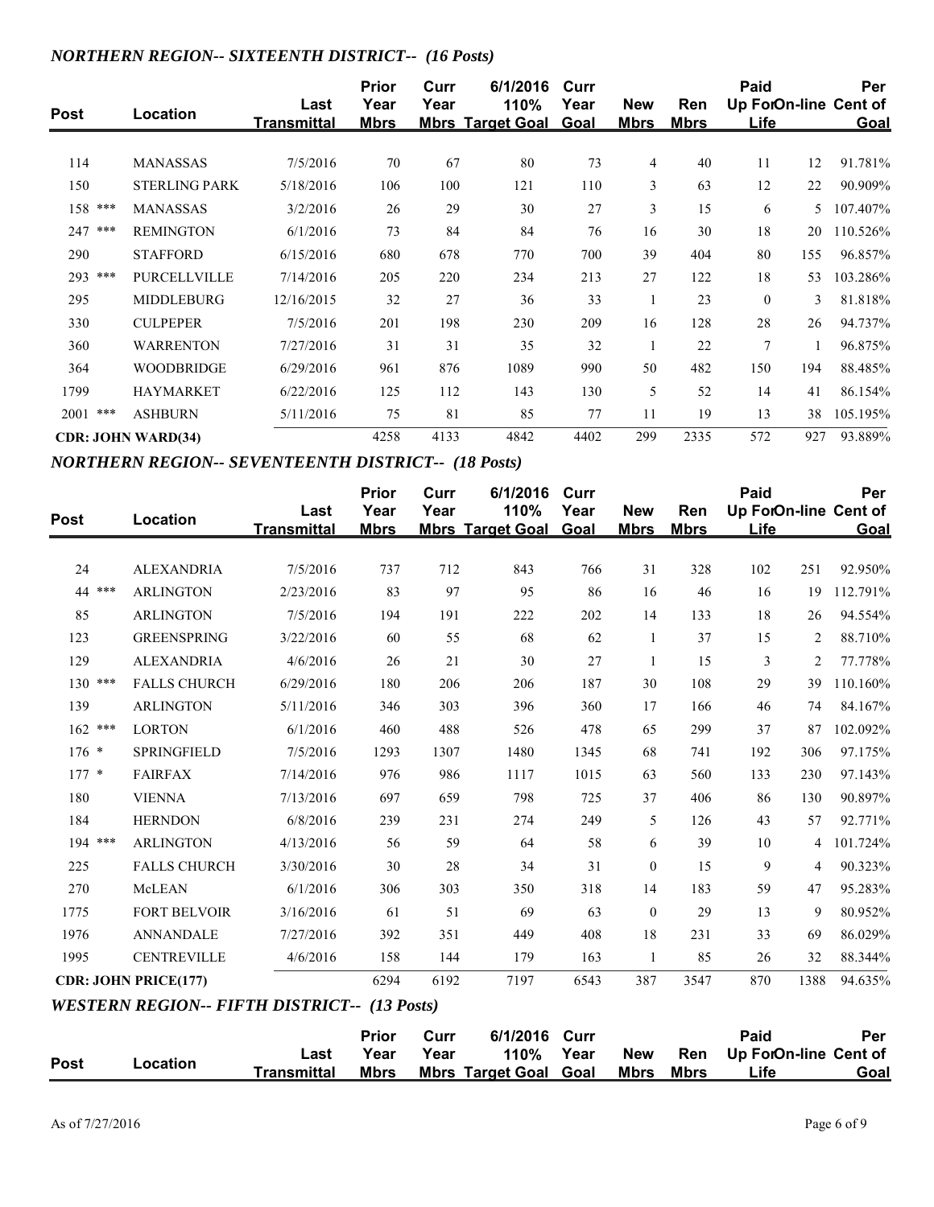### *NORTHERN REGION-- SIXTEENTH DISTRICT-- (16 Posts)*

| Post | Location | Last Transmittal | Prior Year Mbrs | Curr Year Mbrs | 6/1/2016 110% Target Goal | Curr Year Goal | New Mbrs | Ren Mbrs | Paid Up For Life | On-line | Per Cent of Goal |
|---|---|---|---|---|---|---|---|---|---|---|---|
| 114 | MANASSAS | 7/5/2016 | 70 | 67 | 80 | 73 | 4 | 40 | 11 | 12 | 91.781% |
| 150 | STERLING PARK | 5/18/2016 | 106 | 100 | 121 | 110 | 3 | 63 | 12 | 22 | 90.909% |
| 158 *** | MANASSAS | 3/2/2016 | 26 | 29 | 30 | 27 | 3 | 15 | 6 | 5 | 107.407% |
| 247 *** | REMINGTON | 6/1/2016 | 73 | 84 | 84 | 76 | 16 | 30 | 18 | 20 | 110.526% |
| 290 | STAFFORD | 6/15/2016 | 680 | 678 | 770 | 700 | 39 | 404 | 80 | 155 | 96.857% |
| 293 *** | PURCELLVILLE | 7/14/2016 | 205 | 220 | 234 | 213 | 27 | 122 | 18 | 53 | 103.286% |
| 295 | MIDDLEBURG | 12/16/2015 | 32 | 27 | 36 | 33 | 1 | 23 | 0 | 3 | 81.818% |
| 330 | CULPEPER | 7/5/2016 | 201 | 198 | 230 | 209 | 16 | 128 | 28 | 26 | 94.737% |
| 360 | WARRENTON | 7/27/2016 | 31 | 31 | 35 | 32 | 1 | 22 | 7 | 1 | 96.875% |
| 364 | WOODBRIDGE | 6/29/2016 | 961 | 876 | 1089 | 990 | 50 | 482 | 150 | 194 | 88.485% |
| 1799 | HAYMARKET | 6/22/2016 | 125 | 112 | 143 | 130 | 5 | 52 | 14 | 41 | 86.154% |
| 2001 *** | ASHBURN | 5/11/2016 | 75 | 81 | 85 | 77 | 11 | 19 | 13 | 38 | 105.195% |
| **CDR: JOHN WARD(34)** | | | 4258 | 4133 | 4842 | 4402 | 299 | 2335 | 572 | 927 | 93.889% |

### *NORTHERN REGION-- SEVENTEENTH DISTRICT-- (18 Posts)*

| Post | Location | Last Transmittal | Prior Year Mbrs | Curr Year Mbrs | 6/1/2016 110% Target Goal | Curr Year Goal | New Mbrs | Ren Mbrs | Paid Up For Life | On-line | Per Cent of Goal |
|---|---|---|---|---|---|---|---|---|---|---|---|
| 24 | ALEXANDRIA | 7/5/2016 | 737 | 712 | 843 | 766 | 31 | 328 | 102 | 251 | 92.950% |
| 44 *** | ARLINGTON | 2/23/2016 | 83 | 97 | 95 | 86 | 16 | 46 | 16 | 19 | 112.791% |
| 85 | ARLINGTON | 7/5/2016 | 194 | 191 | 222 | 202 | 14 | 133 | 18 | 26 | 94.554% |
| 123 | GREENSPRING | 3/22/2016 | 60 | 55 | 68 | 62 | 1 | 37 | 15 | 2 | 88.710% |
| 129 | ALEXANDRIA | 4/6/2016 | 26 | 21 | 30 | 27 | 1 | 15 | 3 | 2 | 77.778% |
| 130 *** | FALLS CHURCH | 6/29/2016 | 180 | 206 | 206 | 187 | 30 | 108 | 29 | 39 | 110.160% |
| 139 | ARLINGTON | 5/11/2016 | 346 | 303 | 396 | 360 | 17 | 166 | 46 | 74 | 84.167% |
| 162 *** | LORTON | 6/1/2016 | 460 | 488 | 526 | 478 | 65 | 299 | 37 | 87 | 102.092% |
| 176 * | SPRINGFIELD | 7/5/2016 | 1293 | 1307 | 1480 | 1345 | 68 | 741 | 192 | 306 | 97.175% |
| 177 * | FAIRFAX | 7/14/2016 | 976 | 986 | 1117 | 1015 | 63 | 560 | 133 | 230 | 97.143% |
| 180 | VIENNA | 7/13/2016 | 697 | 659 | 798 | 725 | 37 | 406 | 86 | 130 | 90.897% |
| 184 | HERNDON | 6/8/2016 | 239 | 231 | 274 | 249 | 5 | 126 | 43 | 57 | 92.771% |
| 194 *** | ARLINGTON | 4/13/2016 | 56 | 59 | 64 | 58 | 6 | 39 | 10 | 4 | 101.724% |
| 225 | FALLS CHURCH | 3/30/2016 | 30 | 28 | 34 | 31 | 0 | 15 | 9 | 4 | 90.323% |
| 270 | McLEAN | 6/1/2016 | 306 | 303 | 350 | 318 | 14 | 183 | 59 | 47 | 95.283% |
| 1775 | FORT BELVOIR | 3/16/2016 | 61 | 51 | 69 | 63 | 0 | 29 | 13 | 9 | 80.952% |
| 1976 | ANNANDALE | 7/27/2016 | 392 | 351 | 449 | 408 | 18 | 231 | 33 | 69 | 86.029% |
| 1995 | CENTREVILLE | 4/6/2016 | 158 | 144 | 179 | 163 | 1 | 85 | 26 | 32 | 88.344% |
| **CDR: JOHN PRICE(177)** | | | 6294 | 6192 | 7197 | 6543 | 387 | 3547 | 870 | 1388 | 94.635% |

### *WESTERN REGION-- FIFTH DISTRICT-- (13 Posts)*

| Post | Location | Last Transmittal | Prior Year Mbrs | Curr Year Mbrs | 6/1/2016 110% Target Goal | Curr Year Goal | New Mbrs | Ren Mbrs | Paid Up For Life | On-line | Per Cent of Goal |
|---|---|---|---|---|---|---|---|---|---|---|---|

As of 7/27/2016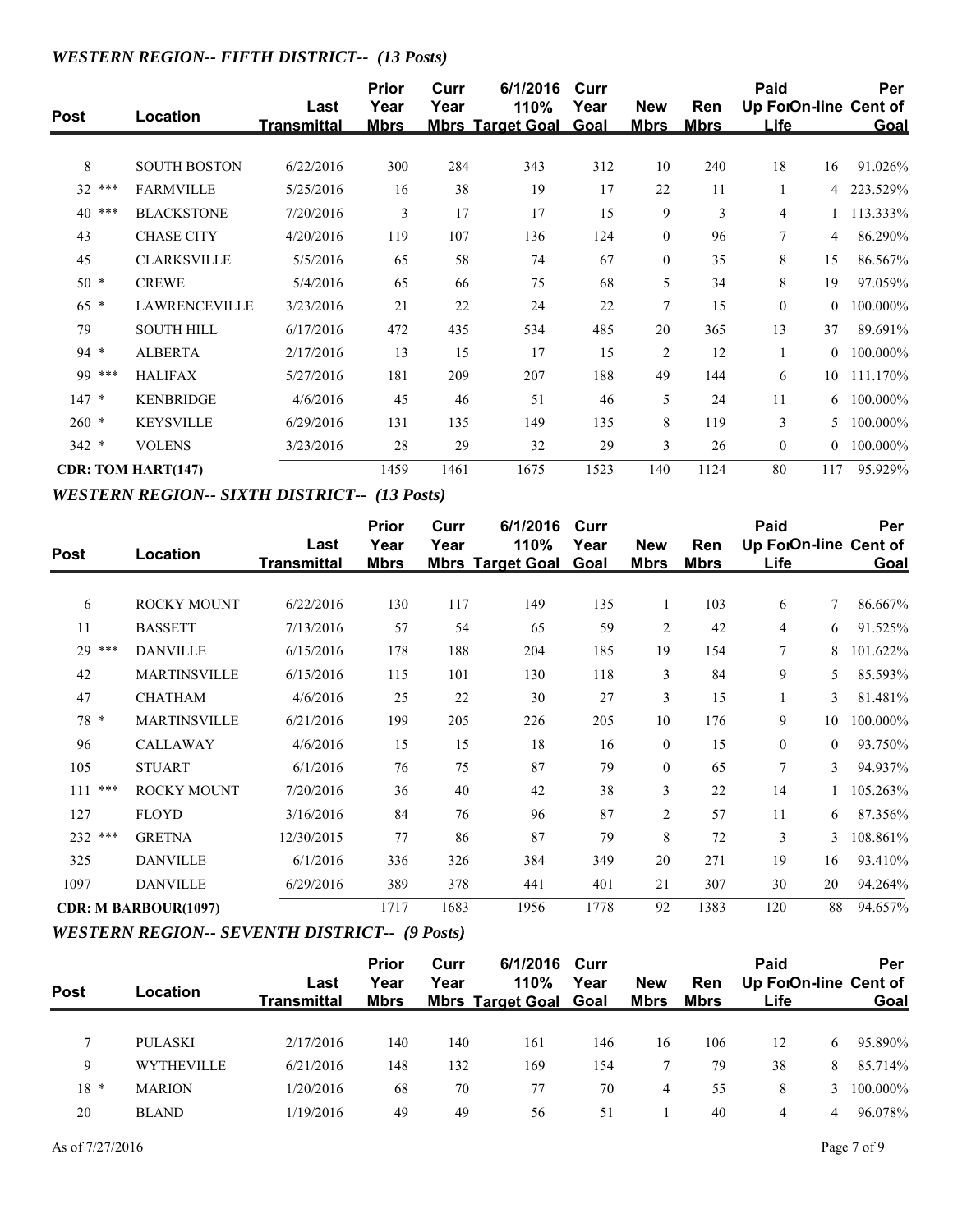### *WESTERN REGION-- FIFTH DISTRICT-- (13 Posts)*

| Post | Location | Last Transmittal | Prior Year Mbrs | Curr Year Mbrs | 6/1/2016 110% Target Goal | Curr Year Goal | New Mbrs | Ren Mbrs | Paid Up For Life | On-line | Per Cent of Goal |
|---|---|---|---|---|---|---|---|---|---|---|---|
| 8 | SOUTH BOSTON | 6/22/2016 | 300 | 284 | 343 | 312 | 10 | 240 | 18 | 16 | 91.026% |
| 32 *** | FARMVILLE | 5/25/2016 | 16 | 38 | 19 | 17 | 22 | 11 | 1 | 4 | 223.529% |
| 40 *** | BLACKSTONE | 7/20/2016 | 3 | 17 | 17 | 15 | 9 | 3 | 4 | 1 | 113.333% |
| 43 | CHASE CITY | 4/20/2016 | 119 | 107 | 136 | 124 | 0 | 96 | 7 | 4 | 86.290% |
| 45 | CLARKSVILLE | 5/5/2016 | 65 | 58 | 74 | 67 | 0 | 35 | 8 | 15 | 86.567% |
| 50 * | CREWE | 5/4/2016 | 65 | 66 | 75 | 68 | 5 | 34 | 8 | 19 | 97.059% |
| 65 * | LAWRENCEVILLE | 3/23/2016 | 21 | 22 | 24 | 22 | 7 | 15 | 0 | 0 | 100.000% |
| 79 | SOUTH HILL | 6/17/2016 | 472 | 435 | 534 | 485 | 20 | 365 | 13 | 37 | 89.691% |
| 94 * | ALBERTA | 2/17/2016 | 13 | 15 | 17 | 15 | 2 | 12 | 1 | 0 | 100.000% |
| 99 *** | HALIFAX | 5/27/2016 | 181 | 209 | 207 | 188 | 49 | 144 | 6 | 10 | 111.170% |
| 147 * | KENBRIDGE | 4/6/2016 | 45 | 46 | 51 | 46 | 5 | 24 | 11 | 6 | 100.000% |
| 260 * | KEYSVILLE | 6/29/2016 | 131 | 135 | 149 | 135 | 8 | 119 | 3 | 5 | 100.000% |
| 342 * | VOLENS | 3/23/2016 | 28 | 29 | 32 | 29 | 3 | 26 | 0 | 0 | 100.000% |
| **CDR: TOM HART(147)** | | | 1459 | 1461 | 1675 | 1523 | 140 | 1124 | 80 | 117 | 95.929% |

### *WESTERN REGION-- SIXTH DISTRICT-- (13 Posts)*

| Post | Location | Last Transmittal | Prior Year Mbrs | Curr Year Mbrs | 6/1/2016 110% Target Goal | Curr Year Goal | New Mbrs | Ren Mbrs | Paid Up For Life | On-line | Per Cent of Goal |
|---|---|---|---|---|---|---|---|---|---|---|---|
| 6 | ROCKY MOUNT | 6/22/2016 | 130 | 117 | 149 | 135 | 1 | 103 | 6 | 7 | 86.667% |
| 11 | BASSETT | 7/13/2016 | 57 | 54 | 65 | 59 | 2 | 42 | 4 | 6 | 91.525% |
| 29 *** | DANVILLE | 6/15/2016 | 178 | 188 | 204 | 185 | 19 | 154 | 7 | 8 | 101.622% |
| 42 | MARTINSVILLE | 6/15/2016 | 115 | 101 | 130 | 118 | 3 | 84 | 9 | 5 | 85.593% |
| 47 | CHATHAM | 4/6/2016 | 25 | 22 | 30 | 27 | 3 | 15 | 1 | 3 | 81.481% |
| 78 * | MARTINSVILLE | 6/21/2016 | 199 | 205 | 226 | 205 | 10 | 176 | 9 | 10 | 100.000% |
| 96 | CALLAWAY | 4/6/2016 | 15 | 15 | 18 | 16 | 0 | 15 | 0 | 0 | 93.750% |
| 105 | STUART | 6/1/2016 | 76 | 75 | 87 | 79 | 0 | 65 | 7 | 3 | 94.937% |
| 111 *** | ROCKY MOUNT | 7/20/2016 | 36 | 40 | 42 | 38 | 3 | 22 | 14 | 1 | 105.263% |
| 127 | FLOYD | 3/16/2016 | 84 | 76 | 96 | 87 | 2 | 57 | 11 | 6 | 87.356% |
| 232 *** | GRETNA | 12/30/2015 | 77 | 86 | 87 | 79 | 8 | 72 | 3 | 3 | 108.861% |
| 325 | DANVILLE | 6/1/2016 | 336 | 326 | 384 | 349 | 20 | 271 | 19 | 16 | 93.410% |
| 1097 | DANVILLE | 6/29/2016 | 389 | 378 | 441 | 401 | 21 | 307 | 30 | 20 | 94.264% |
| **CDR: M BARBOUR(1097)** | | | 1717 | 1683 | 1956 | 1778 | 92 | 1383 | 120 | 88 | 94.657% |

### *WESTERN REGION-- SEVENTH DISTRICT-- (9 Posts)*

| Post | Location | Last Transmittal | Prior Year Mbrs | Curr Year Mbrs | 6/1/2016 110% Target Goal | Curr Year Goal | New Mbrs | Ren Mbrs | Paid Up For Life | On-line | Per Cent of Goal |
|---|---|---|---|---|---|---|---|---|---|---|---|
| 7 | PULASKI | 2/17/2016 | 140 | 140 | 161 | 146 | 16 | 106 | 12 | 6 | 95.890% |
| 9 | WYTHEVILLE | 6/21/2016 | 148 | 132 | 169 | 154 | 7 | 79 | 38 | 8 | 85.714% |
| 18 * | MARION | 1/20/2016 | 68 | 70 | 77 | 70 | 4 | 55 | 8 | 3 | 100.000% |
| 20 | BLAND | 1/19/2016 | 49 | 49 | 56 | 51 | 1 | 40 | 4 | 4 | 96.078% |

As of 7/27/2016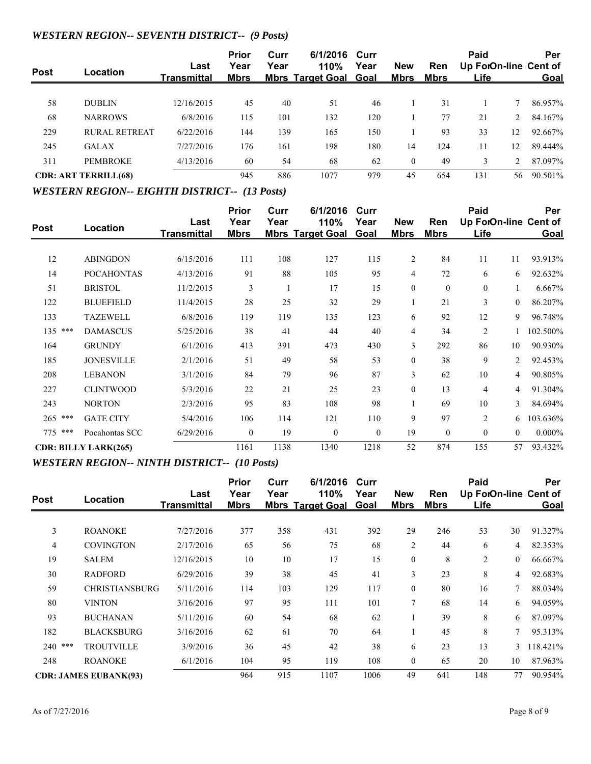## *WESTERN REGION-- SEVENTH DISTRICT-- (9 Posts)*

| Post | Location | Last Transmittal | Prior Year Mbrs | Curr Year Mbrs | 6/1/2016 110% Target Goal | Curr Year Goal | New Mbrs | Ren Mbrs | Paid Up For Life | On-line | Per Cent of Goal |
|---|---|---|---|---|---|---|---|---|---|---|---|
| 58 | DUBLIN | 12/16/2015 | 45 | 40 | 51 | 46 | 1 | 31 | 1 | 7 | 86.957% |
| 68 | NARROWS | 6/8/2016 | 115 | 101 | 132 | 120 | 1 | 77 | 21 | 2 | 84.167% |
| 229 | RURAL RETREAT | 6/22/2016 | 144 | 139 | 165 | 150 | 1 | 93 | 33 | 12 | 92.667% |
| 245 | GALAX | 7/27/2016 | 176 | 161 | 198 | 180 | 14 | 124 | 11 | 12 | 89.444% |
| 311 | PEMBROKE | 4/13/2016 | 60 | 54 | 68 | 62 | 0 | 49 | 3 | 2 | 87.097% |
| **CDR: ART TERRILL(68)** | | | 945 | 886 | 1077 | 979 | 45 | 654 | 131 | 56 | 90.501% |

## *WESTERN REGION-- EIGHTH DISTRICT-- (13 Posts)*

| Post | Location | Last Transmittal | Prior Year Mbrs | Curr Year Mbrs | 6/1/2016 110% Target Goal | Curr Year Goal | New Mbrs | Ren Mbrs | Paid Up For Life | On-line | Per Cent of Goal |
|---|---|---|---|---|---|---|---|---|---|---|---|
| 12 | ABINGDON | 6/15/2016 | 111 | 108 | 127 | 115 | 2 | 84 | 11 | 11 | 93.913% |
| 14 | POCAHONTAS | 4/13/2016 | 91 | 88 | 105 | 95 | 4 | 72 | 6 | 6 | 92.632% |
| 51 | BRISTOL | 11/2/2015 | 3 | 1 | 17 | 15 | 0 | 0 | 0 | 1 | 6.667% |
| 122 | BLUEFIELD | 11/4/2015 | 28 | 25 | 32 | 29 | 1 | 21 | 3 | 0 | 86.207% |
| 133 | TAZEWELL | 6/8/2016 | 119 | 119 | 135 | 123 | 6 | 92 | 12 | 9 | 96.748% |
| 135 *** | DAMASCUS | 5/25/2016 | 38 | 41 | 44 | 40 | 4 | 34 | 2 | 1 | 102.500% |
| 164 | GRUNDY | 6/1/2016 | 413 | 391 | 473 | 430 | 3 | 292 | 86 | 10 | 90.930% |
| 185 | JONESVILLE | 2/1/2016 | 51 | 49 | 58 | 53 | 0 | 38 | 9 | 2 | 92.453% |
| 208 | LEBANON | 3/1/2016 | 84 | 79 | 96 | 87 | 3 | 62 | 10 | 4 | 90.805% |
| 227 | CLINTWOOD | 5/3/2016 | 22 | 21 | 25 | 23 | 0 | 13 | 4 | 4 | 91.304% |
| 243 | NORTON | 2/3/2016 | 95 | 83 | 108 | 98 | 1 | 69 | 10 | 3 | 84.694% |
| 265 *** | GATE CITY | 5/4/2016 | 106 | 114 | 121 | 110 | 9 | 97 | 2 | 6 | 103.636% |
| 775 *** | Pocahontas SCC | 6/29/2016 | 0 | 19 | 0 | 0 | 19 | 0 | 0 | 0 | 0.000% |
| **CDR: BILLY LARK(265)** | | | 1161 | 1138 | 1340 | 1218 | 52 | 874 | 155 | 57 | 93.432% |

## *WESTERN REGION-- NINTH DISTRICT-- (10 Posts)*

| Post | Location | Last Transmittal | Prior Year Mbrs | Curr Year Mbrs | 6/1/2016 110% Target Goal | Curr Year Goal | New Mbrs | Ren Mbrs | Paid Up For Life | On-line | Per Cent of Goal |
|---|---|---|---|---|---|---|---|---|---|---|---|
| 3 | ROANOKE | 7/27/2016 | 377 | 358 | 431 | 392 | 29 | 246 | 53 | 30 | 91.327% |
| 4 | COVINGTON | 2/17/2016 | 65 | 56 | 75 | 68 | 2 | 44 | 6 | 4 | 82.353% |
| 19 | SALEM | 12/16/2015 | 10 | 10 | 17 | 15 | 0 | 8 | 2 | 0 | 66.667% |
| 30 | RADFORD | 6/29/2016 | 39 | 38 | 45 | 41 | 3 | 23 | 8 | 4 | 92.683% |
| 59 | CHRISTIANSBURG | 5/11/2016 | 114 | 103 | 129 | 117 | 0 | 80 | 16 | 7 | 88.034% |
| 80 | VINTON | 3/16/2016 | 97 | 95 | 111 | 101 | 7 | 68 | 14 | 6 | 94.059% |
| 93 | BUCHANAN | 5/11/2016 | 60 | 54 | 68 | 62 | 1 | 39 | 8 | 6 | 87.097% |
| 182 | BLACKSBURG | 3/16/2016 | 62 | 61 | 70 | 64 | 1 | 45 | 8 | 7 | 95.313% |
| 240 *** | TROUTVILLE | 3/9/2016 | 36 | 45 | 42 | 38 | 6 | 23 | 13 | 3 | 118.421% |
| 248 | ROANOKE | 6/1/2016 | 104 | 95 | 119 | 108 | 0 | 65 | 20 | 10 | 87.963% |
| **CDR: JAMES EUBANK(93)** | | | 964 | 915 | 1107 | 1006 | 49 | 641 | 148 | 77 | 90.954% |

As of 7/27/2016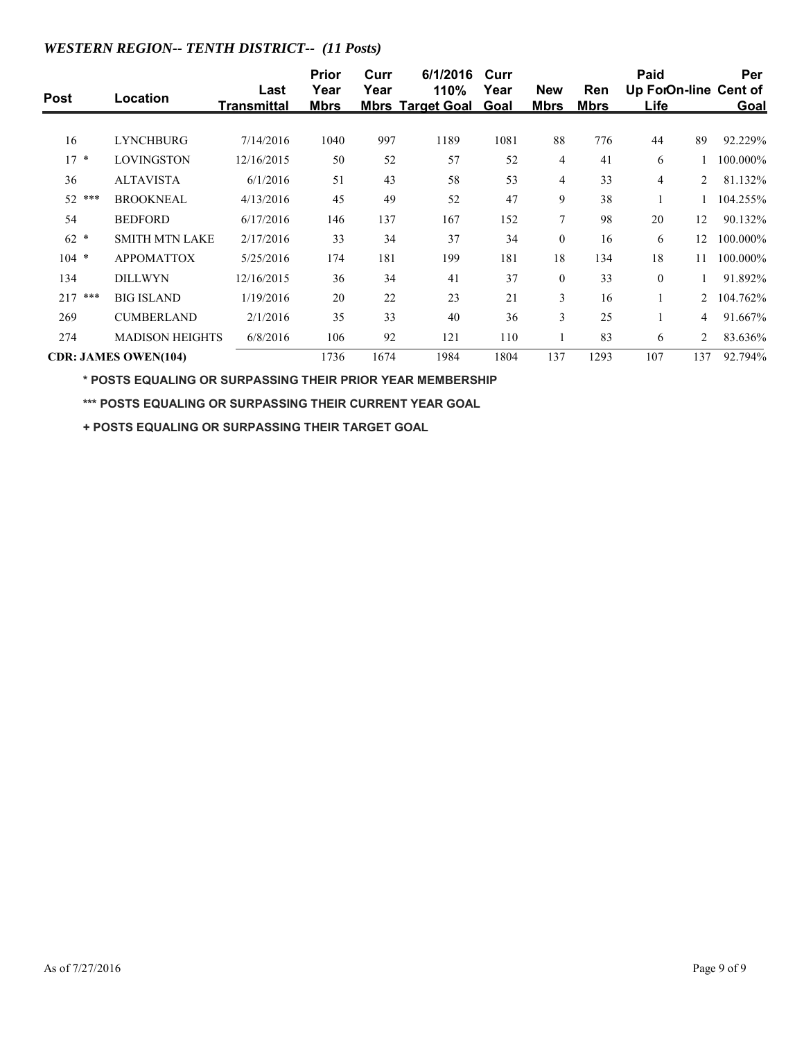### *WESTERN REGION-- TENTH DISTRICT-- (11 Posts)*

| Post | Location | Last Transmittal | Prior Year Mbrs | Curr Year Mbrs | 6/1/2016 110% Target Goal | Curr Year Goal | New Mbrs | Ren Mbrs | Paid Up For Life | On-line | Per Cent of Goal |
|---|---|---|---|---|---|---|---|---|---|---|---|
| 16 | LYNCHBURG | 7/14/2016 | 1040 | 997 | 1189 | 1081 | 88 | 776 | 44 | 89 | 92.229% |
| 17 * | LOVINGSTON | 12/16/2015 | 50 | 52 | 57 | 52 | 4 | 41 | 6 | 1 | 100.000% |
| 36 | ALTAVISTA | 6/1/2016 | 51 | 43 | 58 | 53 | 4 | 33 | 4 | 2 | 81.132% |
| 52 *** | BROOKNEAL | 4/13/2016 | 45 | 49 | 52 | 47 | 9 | 38 | 1 | 1 | 104.255% |
| 54 | BEDFORD | 6/17/2016 | 146 | 137 | 167 | 152 | 7 | 98 | 20 | 12 | 90.132% |
| 62 * | SMITH MTN LAKE | 2/17/2016 | 33 | 34 | 37 | 34 | 0 | 16 | 6 | 12 | 100.000% |
| 104 * | APPOMATTOX | 5/25/2016 | 174 | 181 | 199 | 181 | 18 | 134 | 18 | 11 | 100.000% |
| 134 | DILLWYN | 12/16/2015 | 36 | 34 | 41 | 37 | 0 | 33 | 0 | 1 | 91.892% |
| 217 *** | BIG ISLAND | 1/19/2016 | 20 | 22 | 23 | 21 | 3 | 16 | 1 | 2 | 104.762% |
| 269 | CUMBERLAND | 2/1/2016 | 35 | 33 | 40 | 36 | 3 | 25 | 1 | 4 | 91.667% |
| 274 | MADISON HEIGHTS | 6/8/2016 | 106 | 92 | 121 | 110 | 1 | 83 | 6 | 2 | 83.636% |
| **CDR: JAMES OWEN(104)** | | | 1736 | 1674 | 1984 | 1804 | 137 | 1293 | 107 | 137 | 92.794% |

**\* POSTS EQUALING OR SURPASSING THEIR PRIOR YEAR MEMBERSHIP**

**\*\*\* POSTS EQUALING OR SURPASSING THEIR CURRENT YEAR GOAL**

**+ POSTS EQUALING OR SURPASSING THEIR TARGET GOAL**

As of 7/27/2016